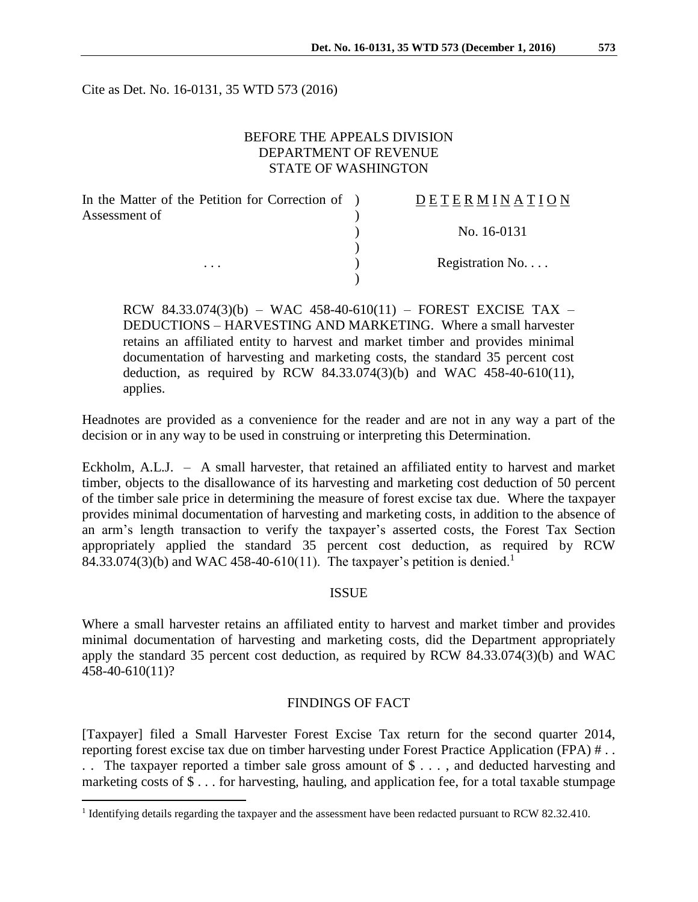Cite as Det. No. 16-0131, 35 WTD 573 (2016)

BEFORE THE APPEALS DIVISION
DEPARTMENT OF REVENUE
STATE OF WASHINGTON

| | | |
|---|---|---|
| In the Matter of the Petition for Correction of Assessment of | ) | D E T E R M I N A T I O N |
| | ) | |
| | ) | No. 16-0131 |
| | ) | |
| . . . | ) | Registration No. . . . |
| | ) | |

RCW 84.33.074(3)(b) – WAC 458-40-610(11) – FOREST EXCISE TAX – DEDUCTIONS – HARVESTING AND MARKETING. Where a small harvester retains an affiliated entity to harvest and market timber and provides minimal documentation of harvesting and marketing costs, the standard 35 percent cost deduction, as required by RCW 84.33.074(3)(b) and WAC 458-40-610(11), applies.

Headnotes are provided as a convenience for the reader and are not in any way a part of the decision or in any way to be used in construing or interpreting this Determination.

Eckholm, A.L.J. – A small harvester, that retained an affiliated entity to harvest and market timber, objects to the disallowance of its harvesting and marketing cost deduction of 50 percent of the timber sale price in determining the measure of forest excise tax due. Where the taxpayer provides minimal documentation of harvesting and marketing costs, in addition to the absence of an arm's length transaction to verify the taxpayer's asserted costs, the Forest Tax Section appropriately applied the standard 35 percent cost deduction, as required by RCW 84.33.074(3)(b) and WAC 458-40-610(11). The taxpayer's petition is denied.[1]

## ISSUE

Where a small harvester retains an affiliated entity to harvest and market timber and provides minimal documentation of harvesting and marketing costs, did the Department appropriately apply the standard 35 percent cost deduction, as required by RCW 84.33.074(3)(b) and WAC 458-40-610(11)?

## FINDINGS OF FACT

[Taxpayer] filed a Small Harvester Forest Excise Tax return for the second quarter 2014, reporting forest excise tax due on timber harvesting under Forest Practice Application (FPA) # . . . . The taxpayer reported a timber sale gross amount of $ . . . , and deducted harvesting and marketing costs of $ . . . for harvesting, hauling, and application fee, for a total taxable stumpage

[1] Identifying details regarding the taxpayer and the assessment have been redacted pursuant to RCW 82.32.410.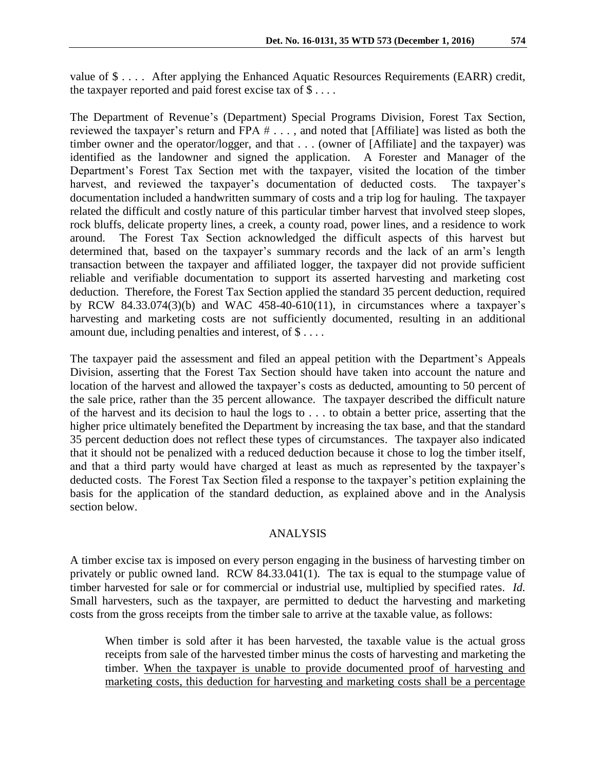value of $ . . . . After applying the Enhanced Aquatic Resources Requirements (EARR) credit, the taxpayer reported and paid forest excise tax of $ . . . .

The Department of Revenue's (Department) Special Programs Division, Forest Tax Section, reviewed the taxpayer's return and FPA # . . . , and noted that [Affiliate] was listed as both the timber owner and the operator/logger, and that . . . (owner of [Affiliate] and the taxpayer) was identified as the landowner and signed the application. A Forester and Manager of the Department's Forest Tax Section met with the taxpayer, visited the location of the timber harvest, and reviewed the taxpayer's documentation of deducted costs. The taxpayer's documentation included a handwritten summary of costs and a trip log for hauling. The taxpayer related the difficult and costly nature of this particular timber harvest that involved steep slopes, rock bluffs, delicate property lines, a creek, a county road, power lines, and a residence to work around. The Forest Tax Section acknowledged the difficult aspects of this harvest but determined that, based on the taxpayer's summary records and the lack of an arm's length transaction between the taxpayer and affiliated logger, the taxpayer did not provide sufficient reliable and verifiable documentation to support its asserted harvesting and marketing cost deduction. Therefore, the Forest Tax Section applied the standard 35 percent deduction, required by RCW 84.33.074(3)(b) and WAC 458-40-610(11), in circumstances where a taxpayer's harvesting and marketing costs are not sufficiently documented, resulting in an additional amount due, including penalties and interest, of $ . . . .

The taxpayer paid the assessment and filed an appeal petition with the Department's Appeals Division, asserting that the Forest Tax Section should have taken into account the nature and location of the harvest and allowed the taxpayer's costs as deducted, amounting to 50 percent of the sale price, rather than the 35 percent allowance. The taxpayer described the difficult nature of the harvest and its decision to haul the logs to . . . to obtain a better price, asserting that the higher price ultimately benefited the Department by increasing the tax base, and that the standard 35 percent deduction does not reflect these types of circumstances. The taxpayer also indicated that it should not be penalized with a reduced deduction because it chose to log the timber itself, and that a third party would have charged at least as much as represented by the taxpayer's deducted costs. The Forest Tax Section filed a response to the taxpayer's petition explaining the basis for the application of the standard deduction, as explained above and in the Analysis section below.

## ANALYSIS

A timber excise tax is imposed on every person engaging in the business of harvesting timber on privately or public owned land. RCW 84.33.041(1). The tax is equal to the stumpage value of timber harvested for sale or for commercial or industrial use, multiplied by specified rates. *Id.* Small harvesters, such as the taxpayer, are permitted to deduct the harvesting and marketing costs from the gross receipts from the timber sale to arrive at the taxable value, as follows:

> When timber is sold after it has been harvested, the taxable value is the actual gross receipts from sale of the harvested timber minus the costs of harvesting and marketing the timber. <u>When the taxpayer is unable to provide documented proof of harvesting and marketing costs, this deduction for harvesting and marketing costs shall be a percentage</u>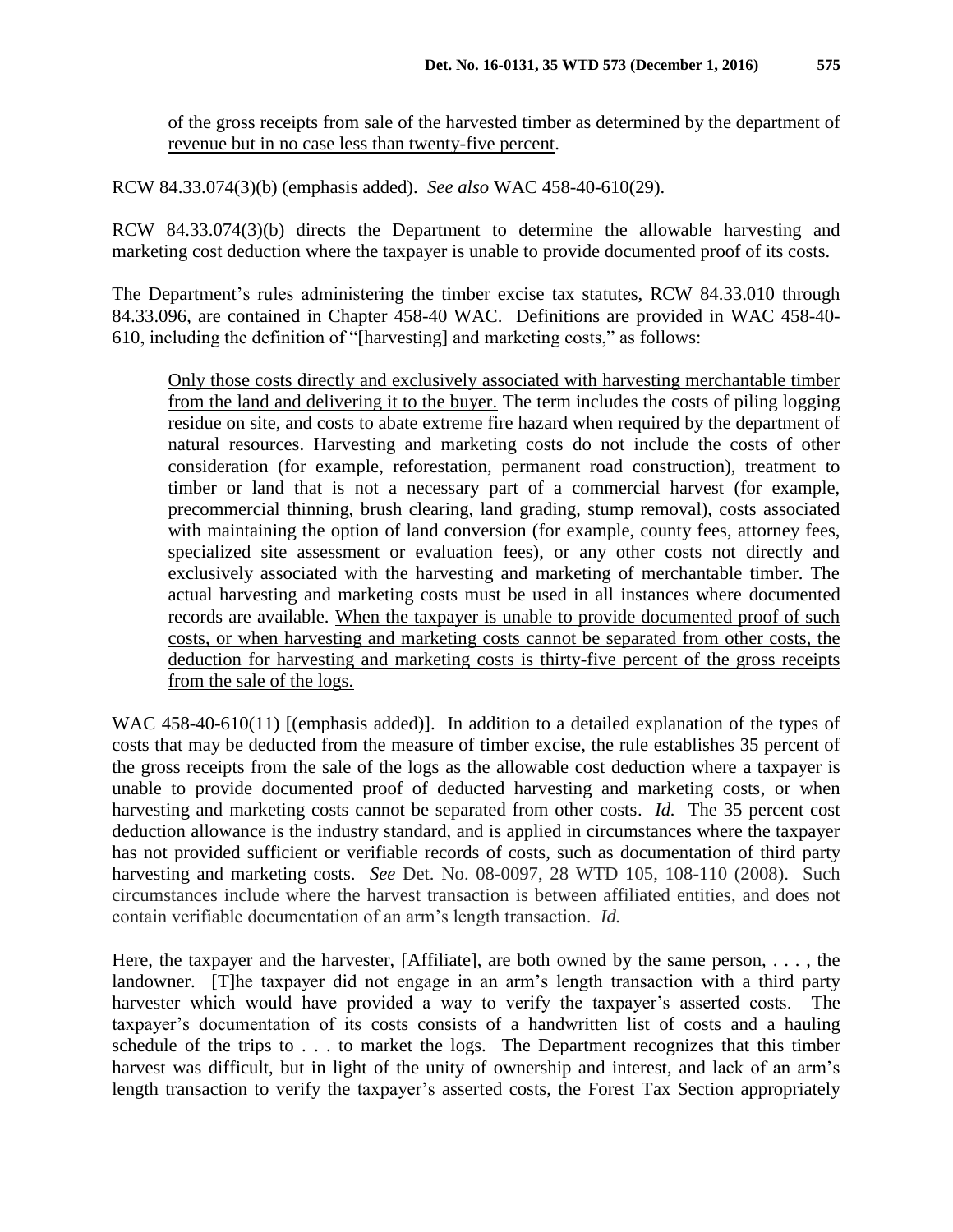of the gross receipts from sale of the harvested timber as determined by the department of revenue but in no case less than twenty-five percent.

RCW 84.33.074(3)(b) (emphasis added). *See also* WAC 458-40-610(29).

RCW 84.33.074(3)(b) directs the Department to determine the allowable harvesting and marketing cost deduction where the taxpayer is unable to provide documented proof of its costs.

The Department's rules administering the timber excise tax statutes, RCW 84.33.010 through 84.33.096, are contained in Chapter 458-40 WAC. Definitions are provided in WAC 458-40-610, including the definition of "[harvesting] and marketing costs," as follows:

> Only those costs directly and exclusively associated with harvesting merchantable timber from the land and delivering it to the buyer. The term includes the costs of piling logging residue on site, and costs to abate extreme fire hazard when required by the department of natural resources. Harvesting and marketing costs do not include the costs of other consideration (for example, reforestation, permanent road construction), treatment to timber or land that is not a necessary part of a commercial harvest (for example, precommercial thinning, brush clearing, land grading, stump removal), costs associated with maintaining the option of land conversion (for example, county fees, attorney fees, specialized site assessment or evaluation fees), or any other costs not directly and exclusively associated with the harvesting and marketing of merchantable timber. The actual harvesting and marketing costs must be used in all instances where documented records are available. When the taxpayer is unable to provide documented proof of such costs, or when harvesting and marketing costs cannot be separated from other costs, the deduction for harvesting and marketing costs is thirty-five percent of the gross receipts from the sale of the logs.

WAC 458-40-610(11) [(emphasis added)]. In addition to a detailed explanation of the types of costs that may be deducted from the measure of timber excise, the rule establishes 35 percent of the gross receipts from the sale of the logs as the allowable cost deduction where a taxpayer is unable to provide documented proof of deducted harvesting and marketing costs, or when harvesting and marketing costs cannot be separated from other costs. *Id.* The 35 percent cost deduction allowance is the industry standard, and is applied in circumstances where the taxpayer has not provided sufficient or verifiable records of costs, such as documentation of third party harvesting and marketing costs. *See* Det. No. 08-0097, 28 WTD 105, 108-110 (2008). Such circumstances include where the harvest transaction is between affiliated entities, and does not contain verifiable documentation of an arm's length transaction. *Id.*

Here, the taxpayer and the harvester, [Affiliate], are both owned by the same person, . . . , the landowner. [T]he taxpayer did not engage in an arm's length transaction with a third party harvester which would have provided a way to verify the taxpayer's asserted costs. The taxpayer's documentation of its costs consists of a handwritten list of costs and a hauling schedule of the trips to . . . to market the logs. The Department recognizes that this timber harvest was difficult, but in light of the unity of ownership and interest, and lack of an arm's length transaction to verify the taxpayer's asserted costs, the Forest Tax Section appropriately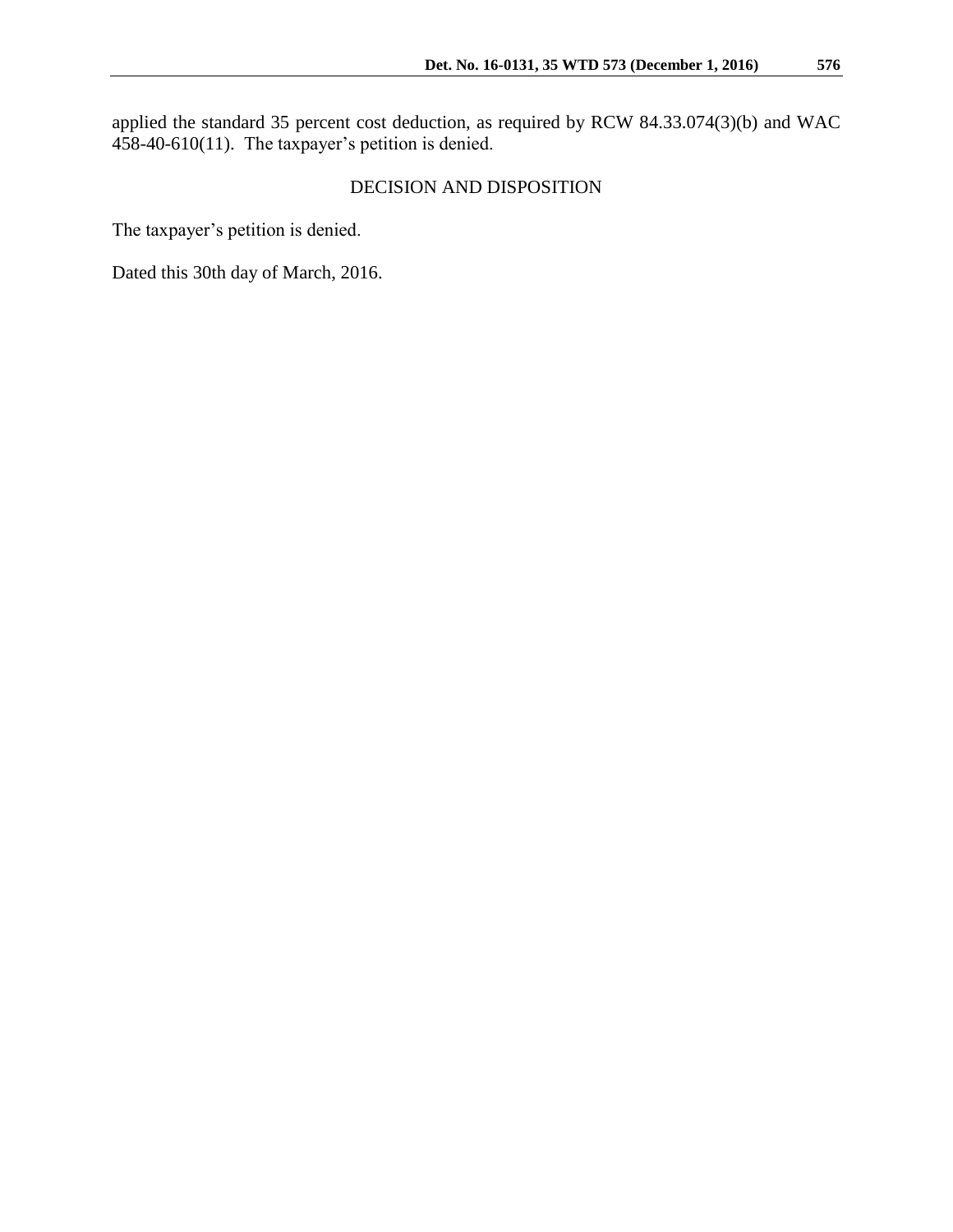applied the standard 35 percent cost deduction, as required by RCW 84.33.074(3)(b) and WAC 458-40-610(11). The taxpayer's petition is denied.

## DECISION AND DISPOSITION

The taxpayer's petition is denied.

Dated this 30th day of March, 2016.